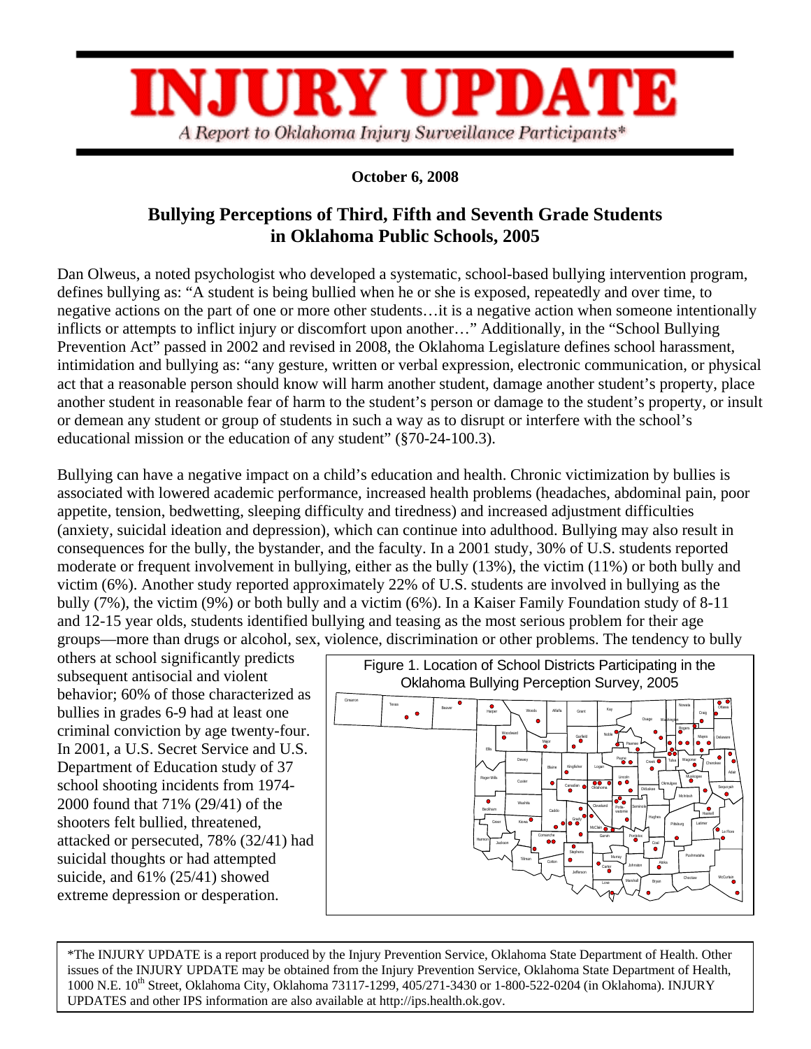# INJURY UPDATE

*A Report to Oklahoma Injury Surveillance Participants**

**October 6, 2008**

## Bullying Perceptions of Third, Fifth and Seventh Grade Students in Oklahoma Public Schools, 2005

Dan Olweus, a noted psychologist who developed a systematic, school-based bullying intervention program, defines bullying as: "A student is being bullied when he or she is exposed, repeatedly and over time, to negative actions on the part of one or more other students…it is a negative action when someone intentionally inflicts or attempts to inflict injury or discomfort upon another…" Additionally, in the "School Bullying Prevention Act" passed in 2002 and revised in 2008, the Oklahoma Legislature defines school harassment, intimidation and bullying as: "any gesture, written or verbal expression, electronic communication, or physical act that a reasonable person should know will harm another student, damage another student's property, place another student in reasonable fear of harm to the student's person or damage to the student's property, or insult or demean any student or group of students in such a way as to disrupt or interfere with the school's educational mission or the education of any student" (§70-24-100.3).

Bullying can have a negative impact on a child's education and health. Chronic victimization by bullies is associated with lowered academic performance, increased health problems (headaches, abdominal pain, poor appetite, tension, bedwetting, sleeping difficulty and tiredness) and increased adjustment difficulties (anxiety, suicidal ideation and depression), which can continue into adulthood. Bullying may also result in consequences for the bully, the bystander, and the faculty. In a 2001 study, 30% of U.S. students reported moderate or frequent involvement in bullying, either as the bully (13%), the victim (11%) or both bully and victim (6%). Another study reported approximately 22% of U.S. students are involved in bullying as the bully (7%), the victim (9%) or both bully and a victim (6%). In a Kaiser Family Foundation study of 8-11 and 12-15 year olds, students identified bullying and teasing as the most serious problem for their age groups—more than drugs or alcohol, sex, violence, discrimination or other problems. The tendency to bully others at school significantly predicts subsequent antisocial and violent behavior; 60% of those characterized as bullies in grades 6-9 had at least one criminal conviction by age twenty-four. In 2001, a U.S. Secret Service and U.S. Department of Education study of 37 school shooting incidents from 1974-2000 found that 71% (29/41) of the shooters felt bullied, threatened, attacked or persecuted, 78% (32/41) had suicidal thoughts or had attempted suicide, and 61% (25/41) showed extreme depression or desperation.

Figure 1. Location of School Districts Participating in the Oklahoma Bullying Perception Survey, 2005

*The INJURY UPDATE is a report produced by the Injury Prevention Service, Oklahoma State Department of Health. Other issues of the INJURY UPDATE may be obtained from the Injury Prevention Service, Oklahoma State Department of Health, 1000 N.E. 10th Street, Oklahoma City, Oklahoma 73117-1299, 405/271-3430 or 1-800-522-0204 (in Oklahoma). INJURY UPDATES and other IPS information are also available at http://ips.health.ok.gov.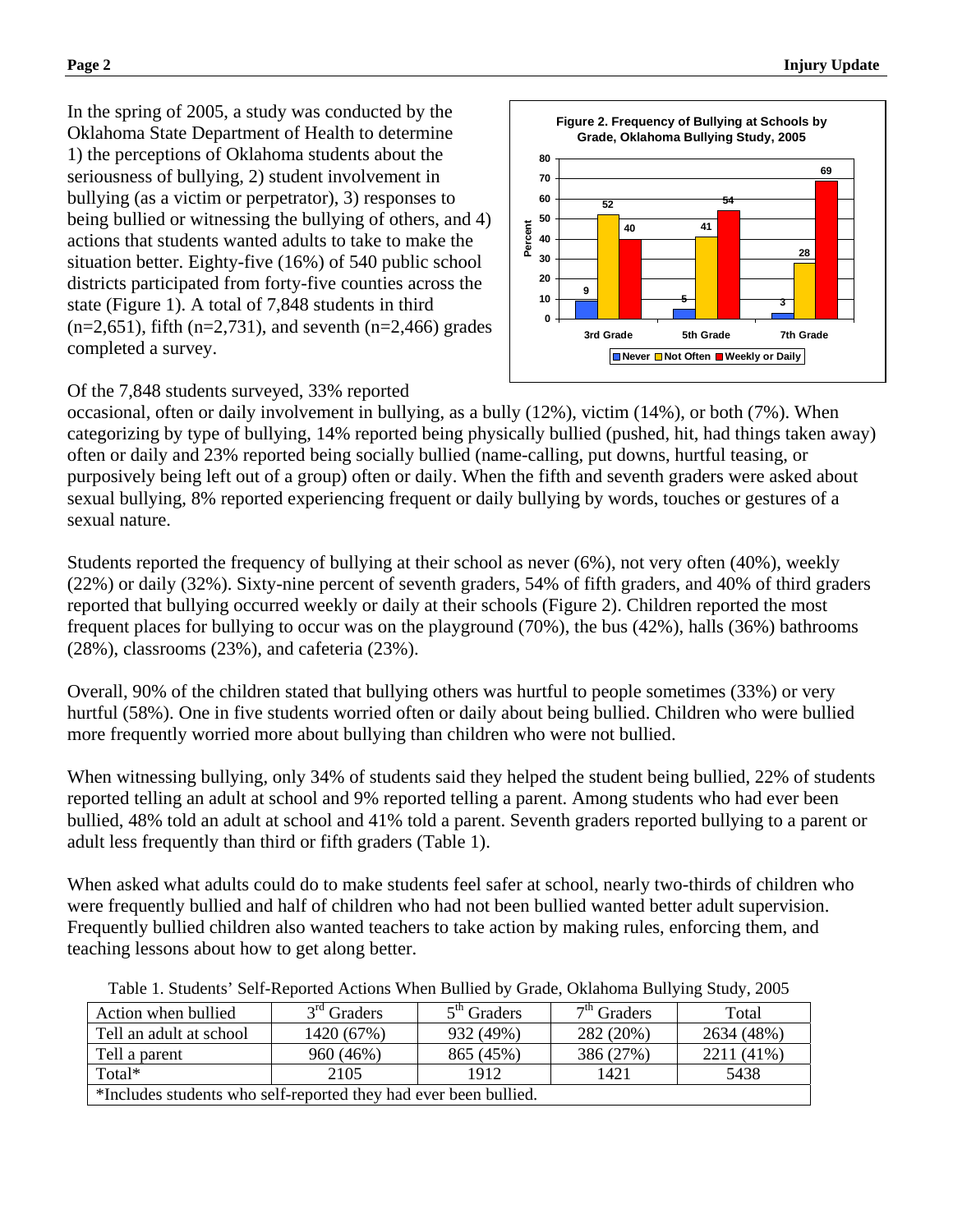In the spring of 2005, a study was conducted by the Oklahoma State Department of Health to determine 1) the perceptions of Oklahoma students about the seriousness of bullying, 2) student involvement in bullying (as a victim or perpetrator), 3) responses to being bullied or witnessing the bullying of others, and 4) actions that students wanted adults to take to make the situation better. Eighty-five (16%) of 540 public school districts participated from forty-five counties across the state (Figure 1). A total of 7,848 students in third (n=2,651), fifth (n=2,731), and seventh (n=2,466) grades completed a survey.

**Figure 2. Frequency of Bullying at Schools by Grade, Oklahoma Bullying Study, 2005**

| Grade | Never | Not Often | Weekly or Daily |
|---|---|---|---|
| 3rd Grade | 9 | 52 | 40 |
| 5th Grade | 5 | 41 | 54 |
| 7th Grade | 3 | 28 | 69 |

Of the 7,848 students surveyed, 33% reported occasional, often or daily involvement in bullying, as a bully (12%), victim (14%), or both (7%). When categorizing by type of bullying, 14% reported being physically bullied (pushed, hit, had things taken away) often or daily and 23% reported being socially bullied (name-calling, put downs, hurtful teasing, or purposively being left out of a group) often or daily. When the fifth and seventh graders were asked about sexual bullying, 8% reported experiencing frequent or daily bullying by words, touches or gestures of a sexual nature.

Students reported the frequency of bullying at their school as never (6%), not very often (40%), weekly (22%) or daily (32%). Sixty-nine percent of seventh graders, 54% of fifth graders, and 40% of third graders reported that bullying occurred weekly or daily at their schools (Figure 2). Children reported the most frequent places for bullying to occur was on the playground (70%), the bus (42%), halls (36%) bathrooms (28%), classrooms (23%), and cafeteria (23%).

Overall, 90% of the children stated that bullying others was hurtful to people sometimes (33%) or very hurtful (58%). One in five students worried often or daily about being bullied. Children who were bullied more frequently worried more about bullying than children who were not bullied.

When witnessing bullying, only 34% of students said they helped the student being bullied, 22% of students reported telling an adult at school and 9% reported telling a parent. Among students who had ever been bullied, 48% told an adult at school and 41% told a parent. Seventh graders reported bullying to a parent or adult less frequently than third or fifth graders (Table 1).

When asked what adults could do to make students feel safer at school, nearly two-thirds of children who were frequently bullied and half of children who had not been bullied wanted better adult supervision. Frequently bullied children also wanted teachers to take action by making rules, enforcing them, and teaching lessons about how to get along better.

Table 1. Students' Self-Reported Actions When Bullied by Grade, Oklahoma Bullying Study, 2005

| Action when bullied | 3rd Graders | 5th Graders | 7th Graders | Total |
|---|---|---|---|---|
| Tell an adult at school | 1420 (67%) | 932 (49%) | 282 (20%) | 2634 (48%) |
| Tell a parent | 960 (46%) | 865 (45%) | 386 (27%) | 2211 (41%) |
| Total* | 2105 | 1912 | 1421 | 5438 |

*Includes students who self-reported they had ever been bullied.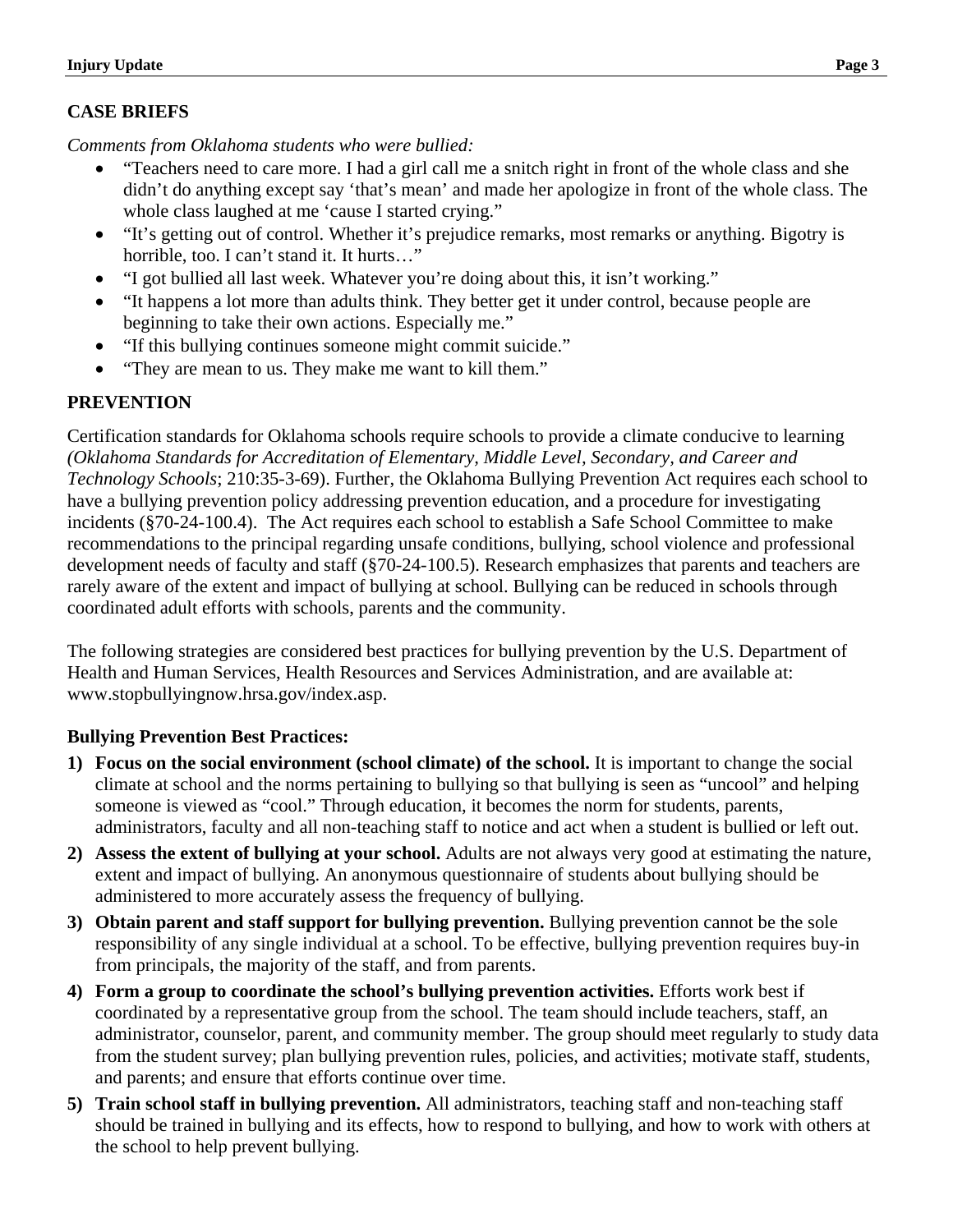## CASE BRIEFS

*Comments from Oklahoma students who were bullied:*

- "Teachers need to care more. I had a girl call me a snitch right in front of the whole class and she didn't do anything except say 'that's mean' and made her apologize in front of the whole class. The whole class laughed at me 'cause I started crying."
- "It's getting out of control. Whether it's prejudice remarks, most remarks or anything. Bigotry is horrible, too. I can't stand it. It hurts…"
- "I got bullied all last week. Whatever you're doing about this, it isn't working."
- "It happens a lot more than adults think. They better get it under control, because people are beginning to take their own actions. Especially me."
- "If this bullying continues someone might commit suicide."
- "They are mean to us. They make me want to kill them."

## PREVENTION

Certification standards for Oklahoma schools require schools to provide a climate conducive to learning *(Oklahoma Standards for Accreditation of Elementary, Middle Level, Secondary, and Career and Technology Schools*; 210:35-3-69). Further, the Oklahoma Bullying Prevention Act requires each school to have a bullying prevention policy addressing prevention education, and a procedure for investigating incidents (§70-24-100.4). The Act requires each school to establish a Safe School Committee to make recommendations to the principal regarding unsafe conditions, bullying, school violence and professional development needs of faculty and staff (§70-24-100.5). Research emphasizes that parents and teachers are rarely aware of the extent and impact of bullying at school. Bullying can be reduced in schools through coordinated adult efforts with schools, parents and the community.

The following strategies are considered best practices for bullying prevention by the U.S. Department of Health and Human Services, Health Resources and Services Administration, and are available at: www.stopbullyingnow.hrsa.gov/index.asp.

### Bullying Prevention Best Practices:

1) **Focus on the social environment (school climate) of the school.** It is important to change the social climate at school and the norms pertaining to bullying so that bullying is seen as "uncool" and helping someone is viewed as "cool." Through education, it becomes the norm for students, parents, administrators, faculty and all non-teaching staff to notice and act when a student is bullied or left out.
2) **Assess the extent of bullying at your school.** Adults are not always very good at estimating the nature, extent and impact of bullying. An anonymous questionnaire of students about bullying should be administered to more accurately assess the frequency of bullying.
3) **Obtain parent and staff support for bullying prevention.** Bullying prevention cannot be the sole responsibility of any single individual at a school. To be effective, bullying prevention requires buy-in from principals, the majority of the staff, and from parents.
4) **Form a group to coordinate the school's bullying prevention activities.** Efforts work best if coordinated by a representative group from the school. The team should include teachers, staff, an administrator, counselor, parent, and community member. The group should meet regularly to study data from the student survey; plan bullying prevention rules, policies, and activities; motivate staff, students, and parents; and ensure that efforts continue over time.
5) **Train school staff in bullying prevention.** All administrators, teaching staff and non-teaching staff should be trained in bullying and its effects, how to respond to bullying, and how to work with others at the school to help prevent bullying.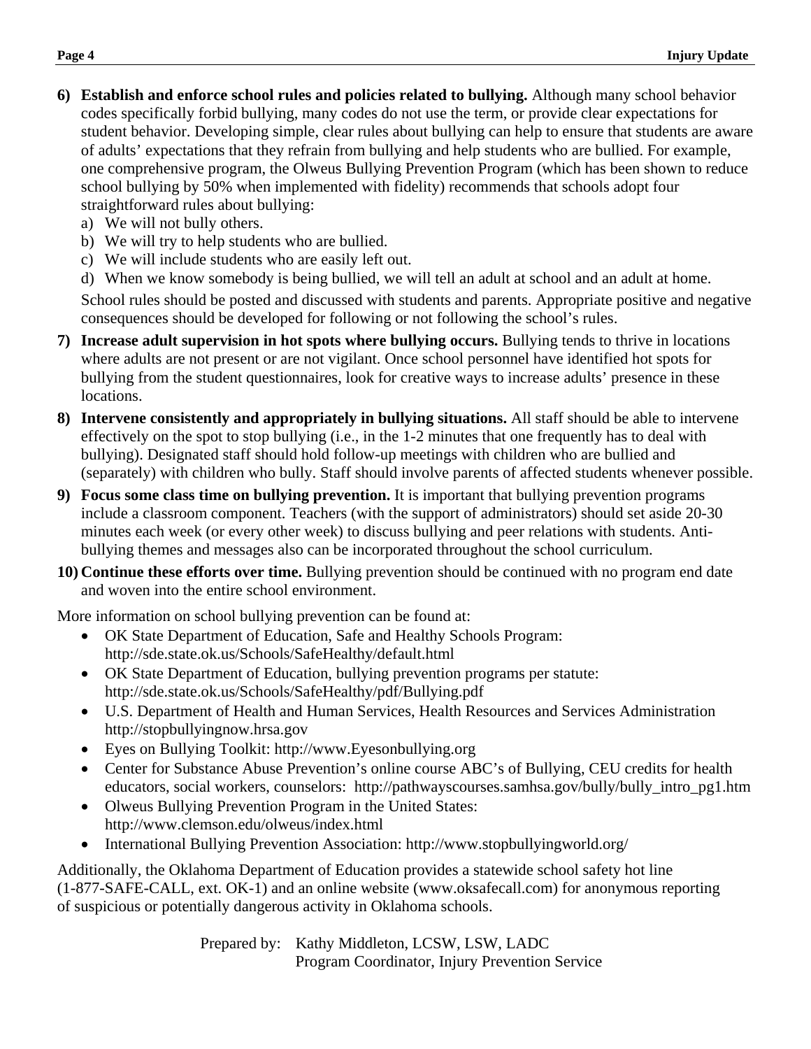6) **Establish and enforce school rules and policies related to bullying.** Although many school behavior codes specifically forbid bullying, many codes do not use the term, or provide clear expectations for student behavior. Developing simple, clear rules about bullying can help to ensure that students are aware of adults' expectations that they refrain from bullying and help students who are bullied. For example, one comprehensive program, the Olweus Bullying Prevention Program (which has been shown to reduce school bullying by 50% when implemented with fidelity) recommends that schools adopt four straightforward rules about bullying:
   a) We will not bully others.
   b) We will try to help students who are bullied.
   c) We will include students who are easily left out.
   d) When we know somebody is being bullied, we will tell an adult at school and an adult at home.

   School rules should be posted and discussed with students and parents. Appropriate positive and negative consequences should be developed for following or not following the school's rules.

7) **Increase adult supervision in hot spots where bullying occurs.** Bullying tends to thrive in locations where adults are not present or are not vigilant. Once school personnel have identified hot spots for bullying from the student questionnaires, look for creative ways to increase adults' presence in these locations.

8) **Intervene consistently and appropriately in bullying situations.** All staff should be able to intervene effectively on the spot to stop bullying (i.e., in the 1-2 minutes that one frequently has to deal with bullying). Designated staff should hold follow-up meetings with children who are bullied and (separately) with children who bully. Staff should involve parents of affected students whenever possible.

9) **Focus some class time on bullying prevention.** It is important that bullying prevention programs include a classroom component. Teachers (with the support of administrators) should set aside 20-30 minutes each week (or every other week) to discuss bullying and peer relations with students. Anti-bullying themes and messages also can be incorporated throughout the school curriculum.

10) **Continue these efforts over time.** Bullying prevention should be continued with no program end date and woven into the entire school environment.

More information on school bullying prevention can be found at:

- OK State Department of Education, Safe and Healthy Schools Program: http://sde.state.ok.us/Schools/SafeHealthy/default.html
- OK State Department of Education, bullying prevention programs per statute: http://sde.state.ok.us/Schools/SafeHealthy/pdf/Bullying.pdf
- U.S. Department of Health and Human Services, Health Resources and Services Administration http://stopbullyingnow.hrsa.gov
- Eyes on Bullying Toolkit: http://www.Eyesonbullying.org
- Center for Substance Abuse Prevention's online course ABC's of Bullying, CEU credits for health educators, social workers, counselors: http://pathwayscourses.samhsa.gov/bully/bully_intro_pg1.htm
- Olweus Bullying Prevention Program in the United States: http://www.clemson.edu/olweus/index.html
- International Bullying Prevention Association: http://www.stopbullyingworld.org/

Additionally, the Oklahoma Department of Education provides a statewide school safety hot line (1-877-SAFE-CALL, ext. OK-1) and an online website (www.oksafecall.com) for anonymous reporting of suspicious or potentially dangerous activity in Oklahoma schools.

Prepared by: Kathy Middleton, LCSW, LSW, LADC
Program Coordinator, Injury Prevention Service